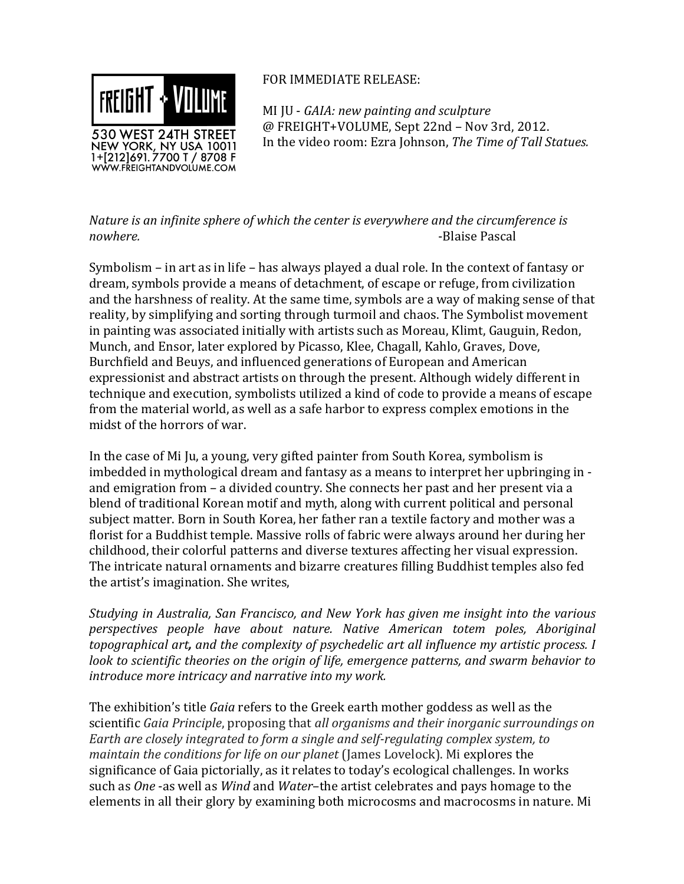FREIGHT + VOLUME
530 WEST 24TH STREET
NEW YORK, NY USA 10011
1+[212]691.7700 T / 8708 F
WWW.FREIGHTANDVOLUME.COM

FOR IMMEDIATE RELEASE:

MI JU - *GAIA: new painting and sculpture*
@ FREIGHT+VOLUME, Sept 22nd – Nov 3rd, 2012.
In the video room: Ezra Johnson, *The Time of Tall Statues.*

*Nature is an infinite sphere of which the center is everywhere and the circumference is nowhere.* -Blaise Pascal

Symbolism – in art as in life – has always played a dual role. In the context of fantasy or dream, symbols provide a means of detachment, of escape or refuge, from civilization and the harshness of reality. At the same time, symbols are a way of making sense of that reality, by simplifying and sorting through turmoil and chaos. The Symbolist movement in painting was associated initially with artists such as Moreau, Klimt, Gauguin, Redon, Munch, and Ensor, later explored by Picasso, Klee, Chagall, Kahlo, Graves, Dove, Burchfield and Beuys, and influenced generations of European and American expressionist and abstract artists on through the present. Although widely different in technique and execution, symbolists utilized a kind of code to provide a means of escape from the material world, as well as a safe harbor to express complex emotions in the midst of the horrors of war.

In the case of Mi Ju, a young, very gifted painter from South Korea, symbolism is imbedded in mythological dream and fantasy as a means to interpret her upbringing in - and emigration from – a divided country. She connects her past and her present via a blend of traditional Korean motif and myth, along with current political and personal subject matter. Born in South Korea, her father ran a textile factory and mother was a florist for a Buddhist temple. Massive rolls of fabric were always around her during her childhood, their colorful patterns and diverse textures affecting her visual expression. The intricate natural ornaments and bizarre creatures filling Buddhist temples also fed the artist's imagination. She writes,

*Studying in Australia, San Francisco, and New York has given me insight into the various perspectives people have about nature. Native American totem poles, Aboriginal topographical art, and the complexity of psychedelic art all influence my artistic process. I look to scientific theories on the origin of life, emergence patterns, and swarm behavior to introduce more intricacy and narrative into my work.*

The exhibition's title *Gaia* refers to the Greek earth mother goddess as well as the scientific *Gaia Principle*, proposing that *all organisms and their inorganic surroundings on Earth are closely integrated to form a single and self-regulating complex system, to maintain the conditions for life on our planet* (James Lovelock). Mi explores the significance of Gaia pictorially, as it relates to today's ecological challenges. In works such as *One* -as well as *Wind* and *Water*–the artist celebrates and pays homage to the elements in all their glory by examining both microcosms and macrocosms in nature. Mi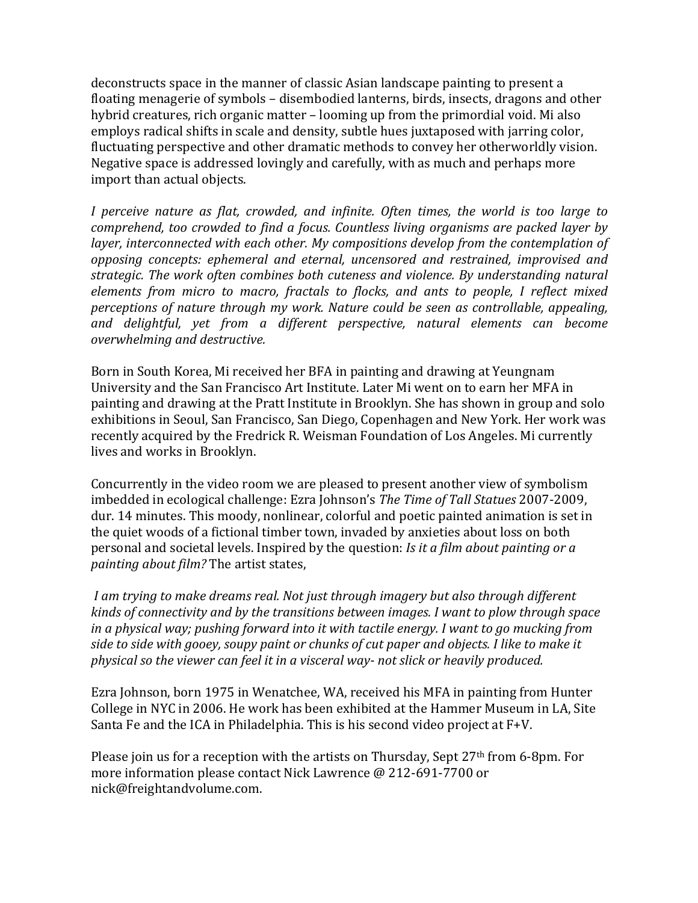deconstructs space in the manner of classic Asian landscape painting to present a floating menagerie of symbols – disembodied lanterns, birds, insects, dragons and other hybrid creatures, rich organic matter – looming up from the primordial void. Mi also employs radical shifts in scale and density, subtle hues juxtaposed with jarring color, fluctuating perspective and other dramatic methods to convey her otherworldly vision. Negative space is addressed lovingly and carefully, with as much and perhaps more import than actual objects.

*I perceive nature as flat, crowded, and infinite. Often times, the world is too large to comprehend, too crowded to find a focus. Countless living organisms are packed layer by layer, interconnected with each other. My compositions develop from the contemplation of opposing concepts: ephemeral and eternal, uncensored and restrained, improvised and strategic. The work often combines both cuteness and violence. By understanding natural elements from micro to macro, fractals to flocks, and ants to people, I reflect mixed perceptions of nature through my work. Nature could be seen as controllable, appealing, and delightful, yet from a different perspective, natural elements can become overwhelming and destructive.*

Born in South Korea, Mi received her BFA in painting and drawing at Yeungnam University and the San Francisco Art Institute. Later Mi went on to earn her MFA in painting and drawing at the Pratt Institute in Brooklyn. She has shown in group and solo exhibitions in Seoul, San Francisco, San Diego, Copenhagen and New York. Her work was recently acquired by the Fredrick R. Weisman Foundation of Los Angeles. Mi currently lives and works in Brooklyn.

Concurrently in the video room we are pleased to present another view of symbolism imbedded in ecological challenge: Ezra Johnson's *The Time of Tall Statues* 2007-2009, dur. 14 minutes. This moody, nonlinear, colorful and poetic painted animation is set in the quiet woods of a fictional timber town, invaded by anxieties about loss on both personal and societal levels. Inspired by the question: *Is it a film about painting or a painting about film?* The artist states,

*I am trying to make dreams real. Not just through imagery but also through different kinds of connectivity and by the transitions between images. I want to plow through space in a physical way; pushing forward into it with tactile energy. I want to go mucking from side to side with gooey, soupy paint or chunks of cut paper and objects. I like to make it physical so the viewer can feel it in a visceral way- not slick or heavily produced.*

Ezra Johnson, born 1975 in Wenatchee, WA, received his MFA in painting from Hunter College in NYC in 2006. He work has been exhibited at the Hammer Museum in LA, Site Santa Fe and the ICA in Philadelphia. This is his second video project at F+V.

Please join us for a reception with the artists on Thursday, Sept 27th from 6-8pm. For more information please contact Nick Lawrence @ 212-691-7700 or nick@freightandvolume.com.